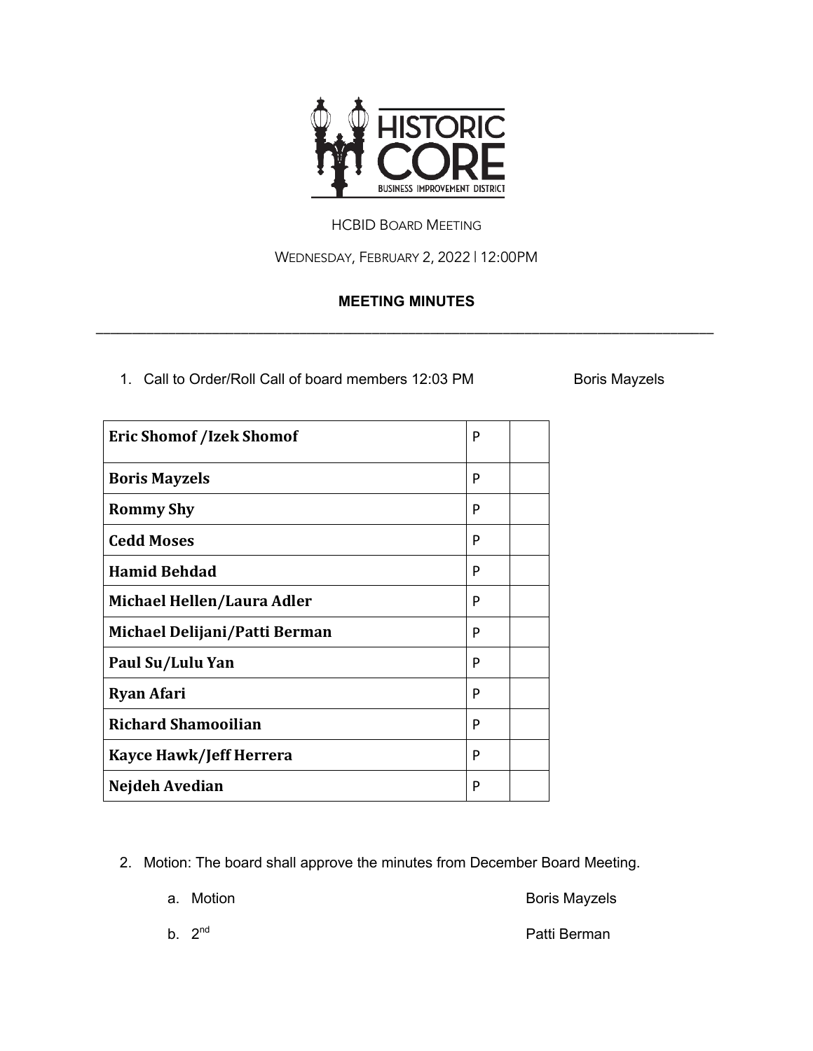HISTORIC CORE

BUSINESS IMPROVEMENT DISTRICT

HCBID BOARD MEETING

WEDNESDAY, FEBRUARY 2, 2022 | 12:00PM

**MEETING MINUTES**

---

1. Call to Order/Roll Call of board members 12:03 PM — Boris Mayzels

| **Eric Shomof /Izek Shomof** | P | |
|---|---|---|
| **Boris Mayzels** | P | |
| **Rommy Shy** | P | |
| **Cedd Moses** | P | |
| **Hamid Behdad** | P | |
| **Michael Hellen/Laura Adler** | P | |
| **Michael Delijani/Patti Berman** | P | |
| **Paul Su/Lulu Yan** | P | |
| **Ryan Afari** | P | |
| **Richard Shamooilian** | P | |
| **Kayce Hawk/Jeff Herrera** | P | |
| **Nejdeh Avedian** | P | |

2. Motion: The board shall approve the minutes from December Board Meeting.

   a. Motion — Boris Mayzels

   b. 2nd — Patti Berman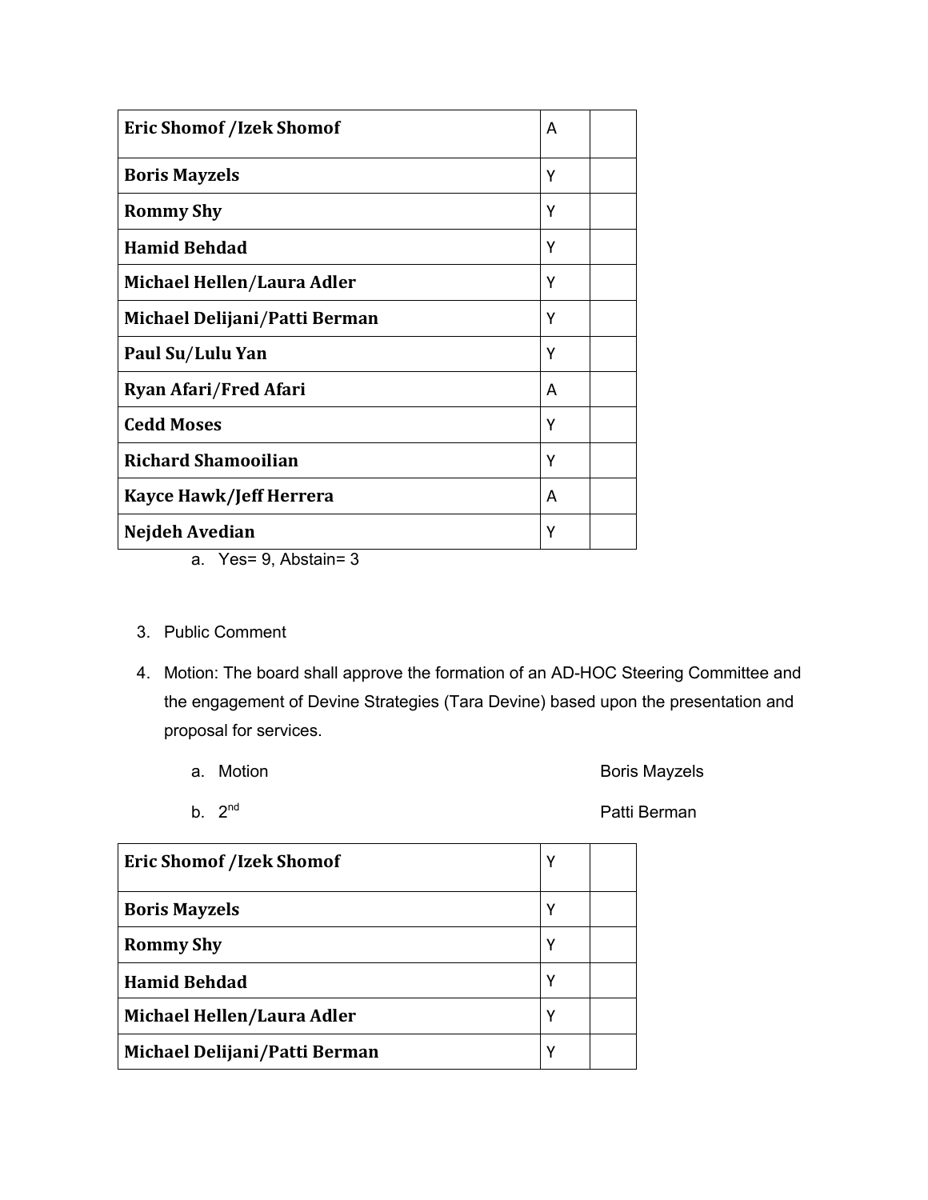| Eric Shomof /Izek Shomof | A | |
|---|---|---|
| Boris Mayzels | Y | |
| Rommy Shy | Y | |
| Hamid Behdad | Y | |
| Michael Hellen/Laura Adler | Y | |
| Michael Delijani/Patti Berman | Y | |
| Paul Su/Lulu Yan | Y | |
| Ryan Afari/Fred Afari | A | |
| Cedd Moses | Y | |
| Richard Shamooilian | Y | |
| Kayce Hawk/Jeff Herrera | A | |
| Nejdeh Avedian | Y | |

a. Yes= 9, Abstain= 3

3. Public Comment

4. Motion: The board shall approve the formation of an AD-HOC Steering Committee and the engagement of Devine Strategies (Tara Devine) based upon the presentation and proposal for services.

   a. Motion — Boris Mayzels

   b. 2nd — Patti Berman

| Eric Shomof /Izek Shomof | Y | |
|---|---|---|
| Boris Mayzels | Y | |
| Rommy Shy | Y | |
| Hamid Behdad | Y | |
| Michael Hellen/Laura Adler | Y | |
| Michael Delijani/Patti Berman | Y | |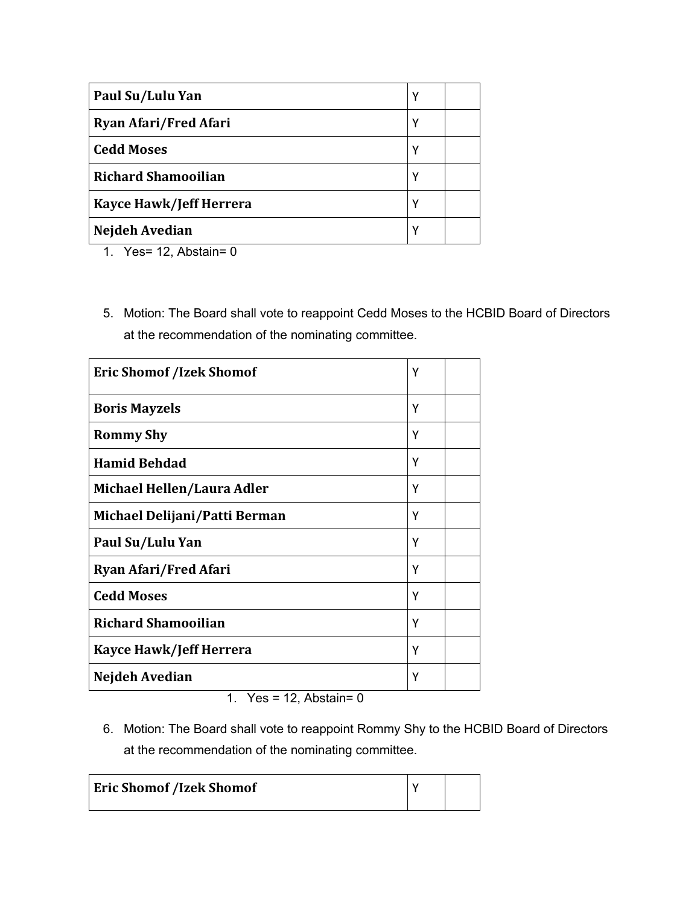| Paul Su/Lulu Yan | Y | |
|---|---|---|
| Ryan Afari/Fred Afari | Y | |
| Cedd Moses | Y | |
| Richard Shamooilian | Y | |
| Kayce Hawk/Jeff Herrera | Y | |
| Nejdeh Avedian | Y | |

1. Yes= 12, Abstain= 0

5. Motion: The Board shall vote to reappoint Cedd Moses to the HCBID Board of Directors at the recommendation of the nominating committee.

| Eric Shomof /Izek Shomof | Y | |
|---|---|---|
| Boris Mayzels | Y | |
| Rommy Shy | Y | |
| Hamid Behdad | Y | |
| Michael Hellen/Laura Adler | Y | |
| Michael Delijani/Patti Berman | Y | |
| Paul Su/Lulu Yan | Y | |
| Ryan Afari/Fred Afari | Y | |
| Cedd Moses | Y | |
| Richard Shamooilian | Y | |
| Kayce Hawk/Jeff Herrera | Y | |
| Nejdeh Avedian | Y | |

1. Yes = 12, Abstain= 0

6. Motion: The Board shall vote to reappoint Rommy Shy to the HCBID Board of Directors at the recommendation of the nominating committee.

| Eric Shomof /Izek Shomof | Y | |
|---|---|---|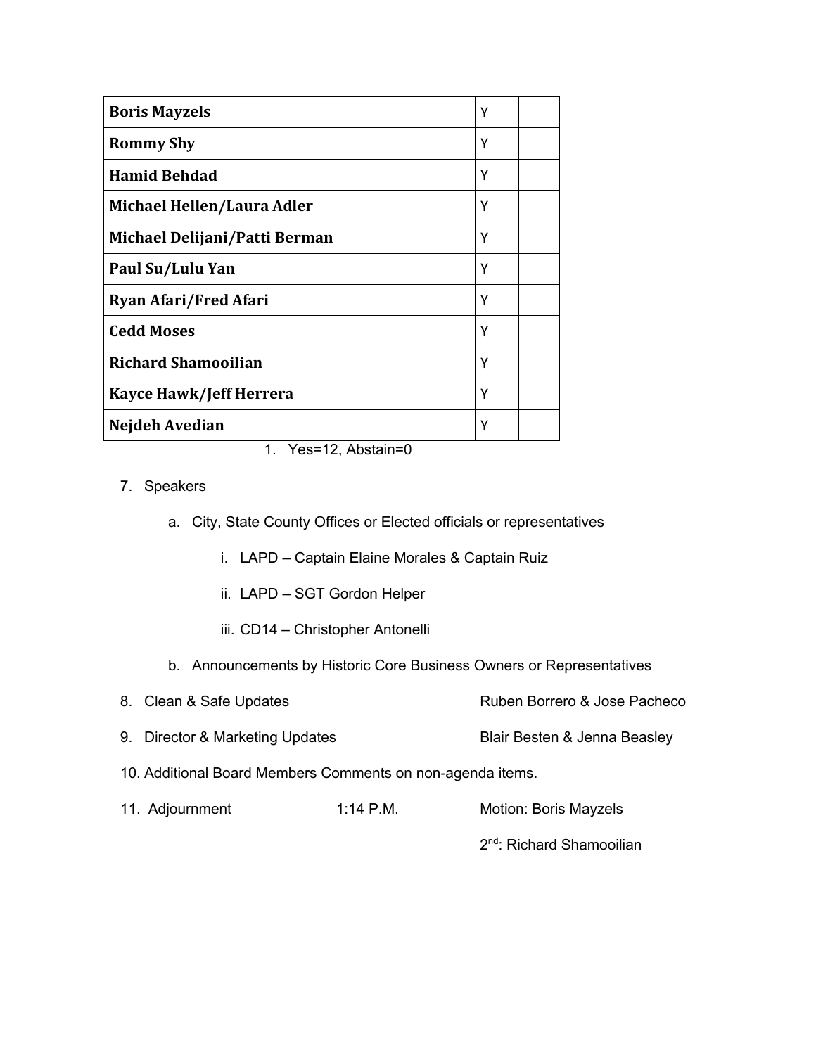| | | |
|---|---|---|
| **Boris Mayzels** | Y | |
| **Rommy Shy** | Y | |
| **Hamid Behdad** | Y | |
| **Michael Hellen/Laura Adler** | Y | |
| **Michael Delijani/Patti Berman** | Y | |
| **Paul Su/Lulu Yan** | Y | |
| **Ryan Afari/Fred Afari** | Y | |
| **Cedd Moses** | Y | |
| **Richard Shamooilian** | Y | |
| **Kayce Hawk/Jeff Herrera** | Y | |
| **Nejdeh Avedian** | Y | |

1. Yes=12, Abstain=0

7. Speakers
   a. City, State County Offices or Elected officials or representatives
      i. LAPD – Captain Elaine Morales & Captain Ruiz
      ii. LAPD – SGT Gordon Helper
      iii. CD14 – Christopher Antonelli
   b. Announcements by Historic Core Business Owners or Representatives
8. Clean & Safe Updates — Ruben Borrero & Jose Pacheco
9. Director & Marketing Updates — Blair Besten & Jenna Beasley
10. Additional Board Members Comments on non-agenda items.
11. Adjournment — 1:14 P.M. — Motion: Boris Mayzels

    2nd: Richard Shamooilian